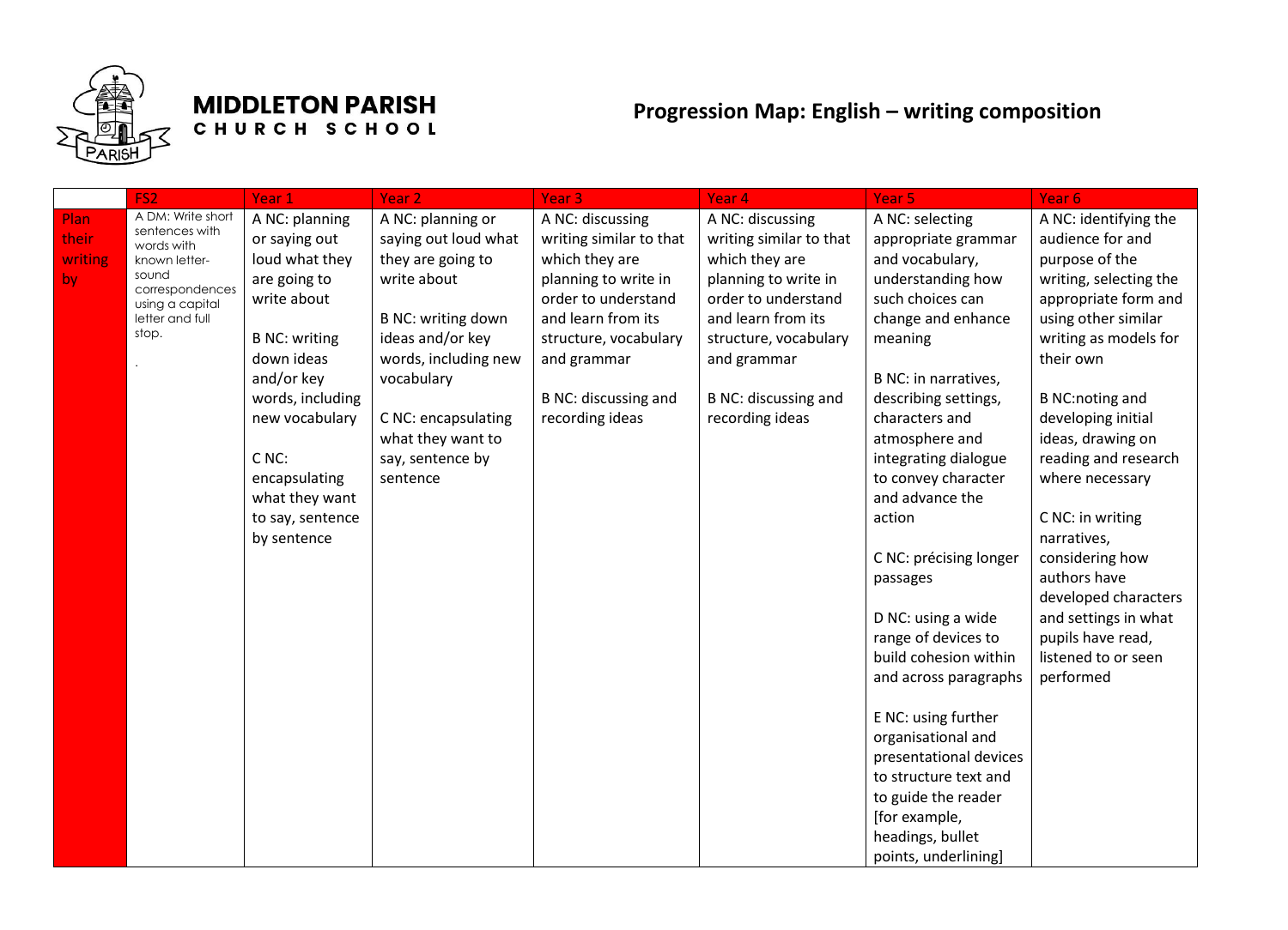# MIDDLETON PARISH CHURCH SCHOOL

## Progression Map: English – writing composition

| | FS2 | Year 1 | Year 2 | Year 3 | Year 4 | Year 5 | Year 6 |
|---|---|---|---|---|---|---|---|
| Plan their writing by | A DM: Write short sentences with words with known letter-sound correspondences using a capital letter and full stop.<br><br>. | A NC: planning or saying out loud what they are going to write about<br><br>B NC: writing down ideas and/or key words, including new vocabulary<br><br>C NC: encapsulating what they want to say, sentence by sentence | A NC: planning or saying out loud what they are going to write about<br><br>B NC: writing down ideas and/or key words, including new vocabulary<br><br>C NC: encapsulating what they want to say, sentence by sentence | A NC: discussing writing similar to that which they are planning to write in order to understand and learn from its structure, vocabulary and grammar<br><br>B NC: discussing and recording ideas | A NC: discussing writing similar to that which they are planning to write in order to understand and learn from its structure, vocabulary and grammar<br><br>B NC: discussing and recording ideas | A NC: selecting appropriate grammar and vocabulary, understanding how such choices can change and enhance meaning<br><br>B NC: in narratives, describing settings, characters and atmosphere and integrating dialogue to convey character and advance the action<br><br>C NC: précising longer passages<br><br>D NC: using a wide range of devices to build cohesion within and across paragraphs<br><br>E NC: using further organisational and presentational devices to structure text and to guide the reader [for example, headings, bullet points, underlining] | A NC: identifying the audience for and purpose of the writing, selecting the appropriate form and using other similar writing as models for their own<br><br>B NC:noting and developing initial ideas, drawing on reading and research where necessary<br><br>C NC: in writing narratives, considering how authors have developed characters and settings in what pupils have read, listened to or seen performed |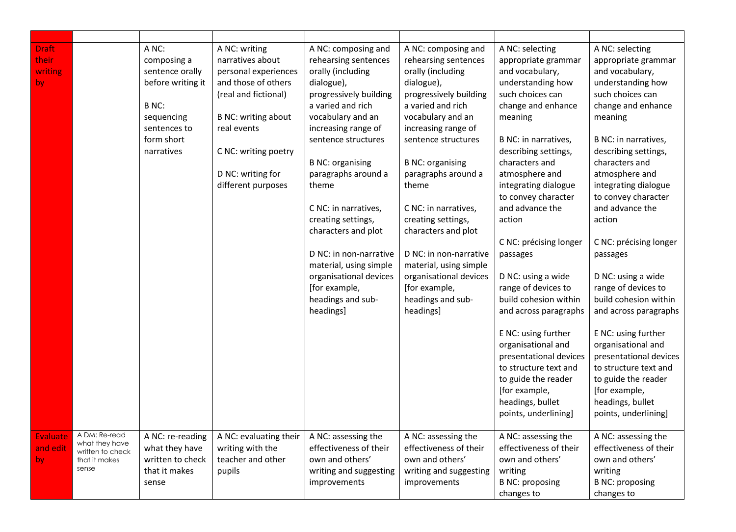| | | | | | | | |
|---|---|---|---|---|---|---|---|
| Draft their writing by | | A NC: composing a sentence orally before writing it<br><br>B NC: sequencing sentences to form short narratives | A NC: writing narratives about personal experiences and those of others (real and fictional)<br><br>B NC: writing about real events<br><br>C NC: writing poetry<br><br>D NC: writing for different purposes | A NC: composing and rehearsing sentences orally (including dialogue), progressively building a varied and rich vocabulary and an increasing range of sentence structures<br><br>B NC: organising paragraphs around a theme<br><br>C NC: in narratives, creating settings, characters and plot<br><br>D NC: in non-narrative material, using simple organisational devices [for example, headings and sub-headings] | A NC: composing and rehearsing sentences orally (including dialogue), progressively building a varied and rich vocabulary and an increasing range of sentence structures<br><br>B NC: organising paragraphs around a theme<br><br>C NC: in narratives, creating settings, characters and plot<br><br>D NC: in non-narrative material, using simple organisational devices [for example, headings and sub-headings] | A NC: selecting appropriate grammar and vocabulary, understanding how such choices can change and enhance meaning<br><br>B NC: in narratives, describing settings, characters and atmosphere and integrating dialogue to convey character and advance the action<br><br>C NC: précising longer passages<br><br>D NC: using a wide range of devices to build cohesion within and across paragraphs<br><br>E NC: using further organisational and presentational devices to structure text and to guide the reader [for example, headings, bullet points, underlining] | A NC: selecting appropriate grammar and vocabulary, understanding how such choices can change and enhance meaning<br><br>B NC: in narratives, describing settings, characters and atmosphere and integrating dialogue to convey character and advance the action<br><br>C NC: précising longer passages<br><br>D NC: using a wide range of devices to build cohesion within and across paragraphs<br><br>E NC: using further organisational and presentational devices to structure text and to guide the reader [for example, headings, bullet points, underlining] |
| Evaluate and edit by | A DM: Re-read what they have written to check that it makes sense | A NC: re-reading what they have written to check that it makes sense | A NC: evaluating their writing with the teacher and other pupils | A NC: assessing the effectiveness of their own and others' writing and suggesting improvements | A NC: assessing the effectiveness of their own and others' writing and suggesting improvements | A NC: assessing the effectiveness of their own and others' writing<br>B NC: proposing changes to | A NC: assessing the effectiveness of their own and others' writing<br>B NC: proposing changes to |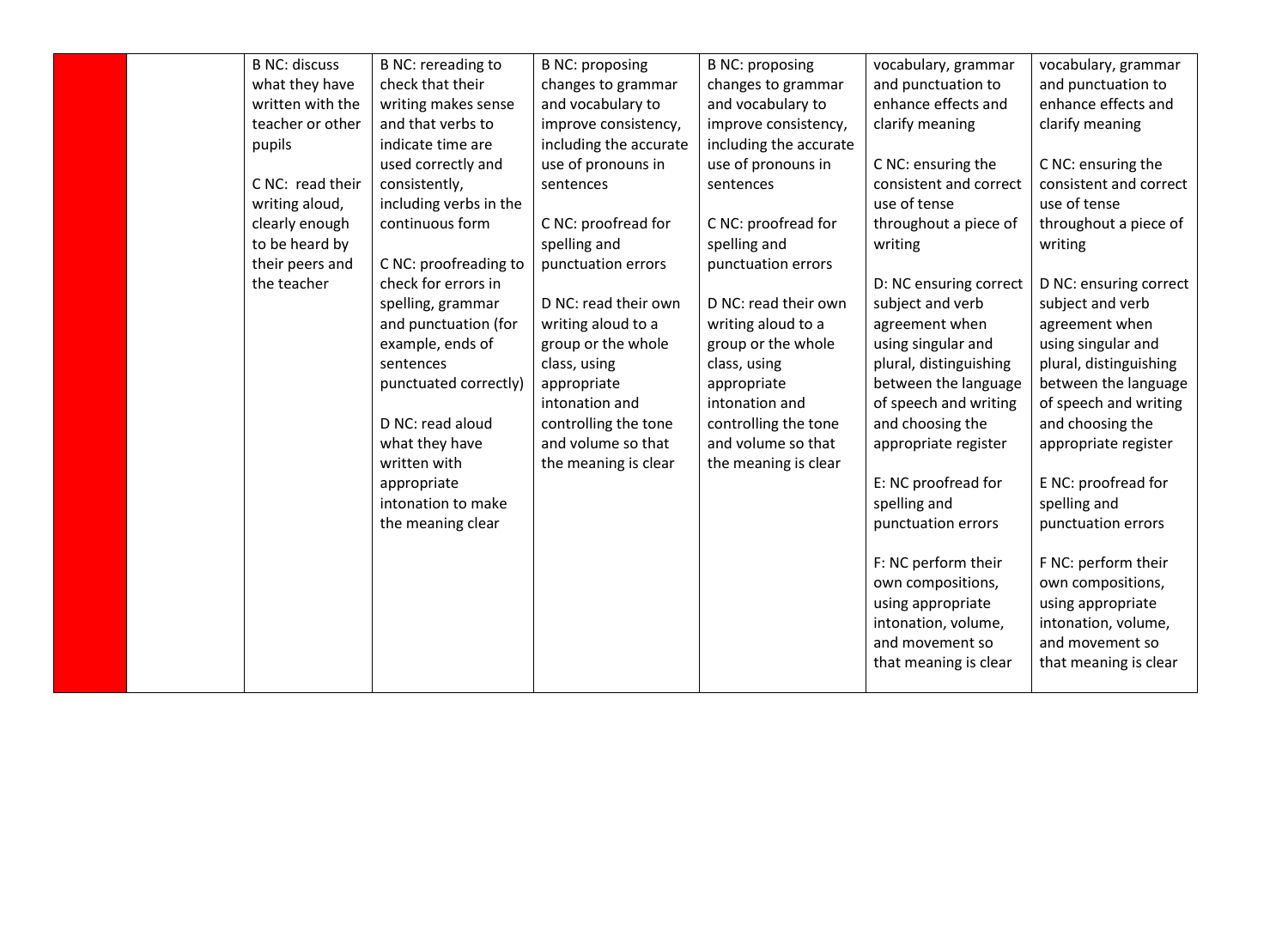| | | | | | | | |
|---|---|---|---|---|---|---|---|
| | | B NC: discuss what they have written with the teacher or other pupils<br><br>C NC: read their writing aloud, clearly enough to be heard by their peers and the teacher | B NC: rereading to check that their writing makes sense and that verbs to indicate time are used correctly and consistently, including verbs in the continuous form<br><br>C NC: proofreading to check for errors in spelling, grammar and punctuation (for example, ends of sentences punctuated correctly)<br><br>D NC: read aloud what they have written with appropriate intonation to make the meaning clear | B NC: proposing changes to grammar and vocabulary to improve consistency, including the accurate use of pronouns in sentences<br><br>C NC: proofread for spelling and punctuation errors<br><br>D NC: read their own writing aloud to a group or the whole class, using appropriate intonation and controlling the tone and volume so that the meaning is clear | B NC: proposing changes to grammar and vocabulary to improve consistency, including the accurate use of pronouns in sentences<br><br>C NC: proofread for spelling and punctuation errors<br><br>D NC: read their own writing aloud to a group or the whole class, using appropriate intonation and controlling the tone and volume so that the meaning is clear | vocabulary, grammar and punctuation to enhance effects and clarify meaning<br><br>C NC: ensuring the consistent and correct use of tense throughout a piece of writing<br><br>D: NC ensuring correct subject and verb agreement when using singular and plural, distinguishing between the language of speech and writing and choosing the appropriate register<br><br>E: NC proofread for spelling and punctuation errors<br><br>F: NC perform their own compositions, using appropriate intonation, volume, and movement so that meaning is clear | vocabulary, grammar and punctuation to enhance effects and clarify meaning<br><br>C NC: ensuring the consistent and correct use of tense throughout a piece of writing<br><br>D NC: ensuring correct subject and verb agreement when using singular and plural, distinguishing between the language of speech and writing and choosing the appropriate register<br><br>E NC: proofread for spelling and punctuation errors<br><br>F NC: perform their own compositions, using appropriate intonation, volume, and movement so that meaning is clear |